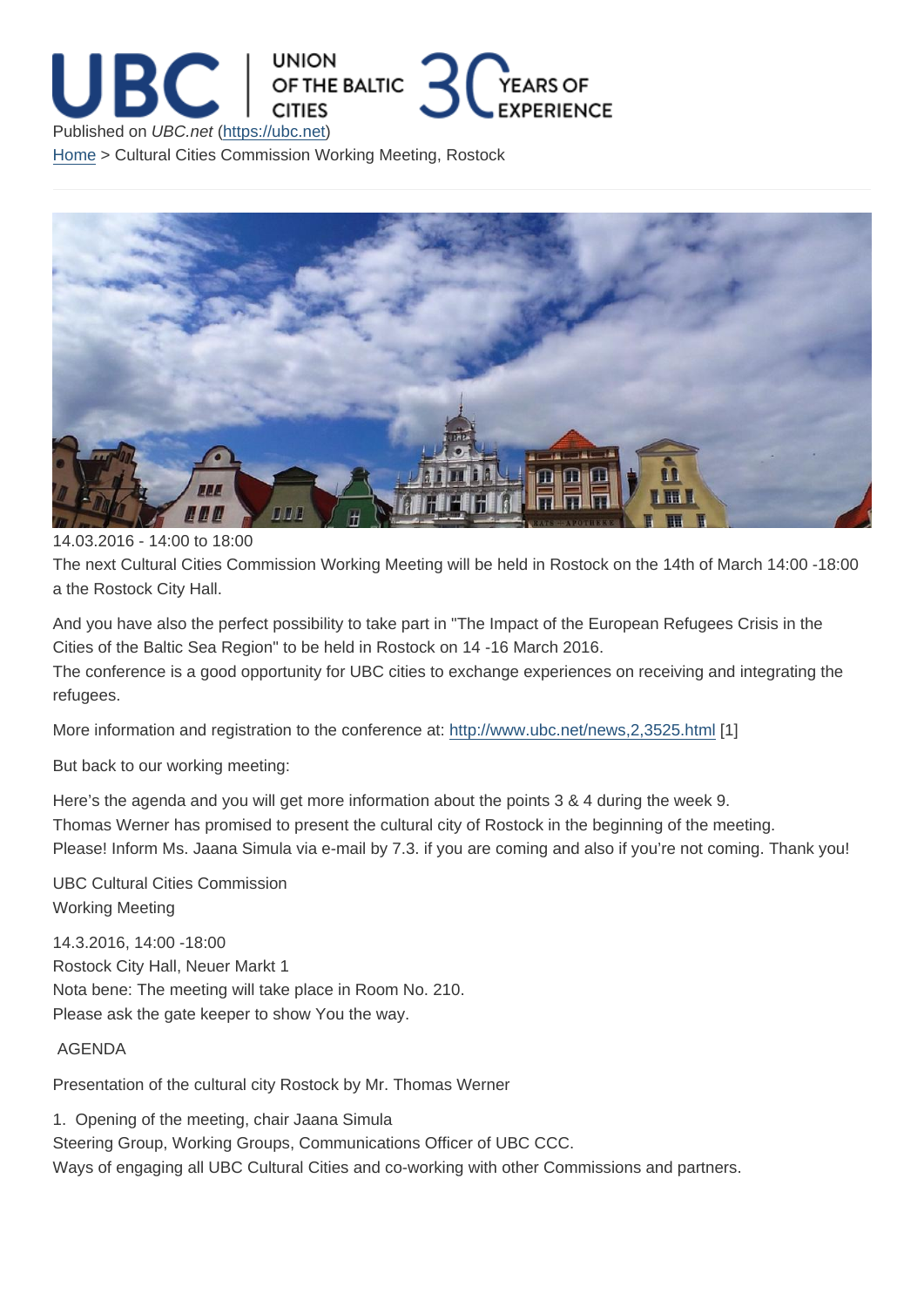Published on *UBC.net* (https://ubc.net)

Home > Cultural Cities Commission Working Meeting, Rostock

14.03.2016 - 14:00 to 18:00

The next Cultural Cities Commission Working Meeting will be held in Rostock on the 14th of March 14:00 -18:00 a the Rostock City Hall.

And you have also the perfect possibility to take part in "The Impact of the European Refugees Crisis in the Cities of the Baltic Sea Region" to be held in Rostock on 14 -16 March 2016.
The conference is a good opportunity for UBC cities to exchange experiences on receiving and integrating the refugees.

More information and registration to the conference at: http://www.ubc.net/news,2,3525.html [1]

But back to our working meeting:

Here's the agenda and you will get more information about the points 3 & 4 during the week 9.
Thomas Werner has promised to present the cultural city of Rostock in the beginning of the meeting.
Please! Inform Ms. Jaana Simula via e-mail by 7.3. if you are coming and also if you're not coming. Thank you!

UBC Cultural Cities Commission
Working Meeting

14.3.2016, 14:00 -18:00
Rostock City Hall, Neuer Markt 1
Nota bene: The meeting will take place in Room No. 210.
Please ask the gate keeper to show You the way.

AGENDA

Presentation of the cultural city Rostock by Mr. Thomas Werner

1. Opening of the meeting, chair Jaana Simula
Steering Group, Working Groups, Communications Officer of UBC CCC.
Ways of engaging all UBC Cultural Cities and co-working with other Commissions and partners.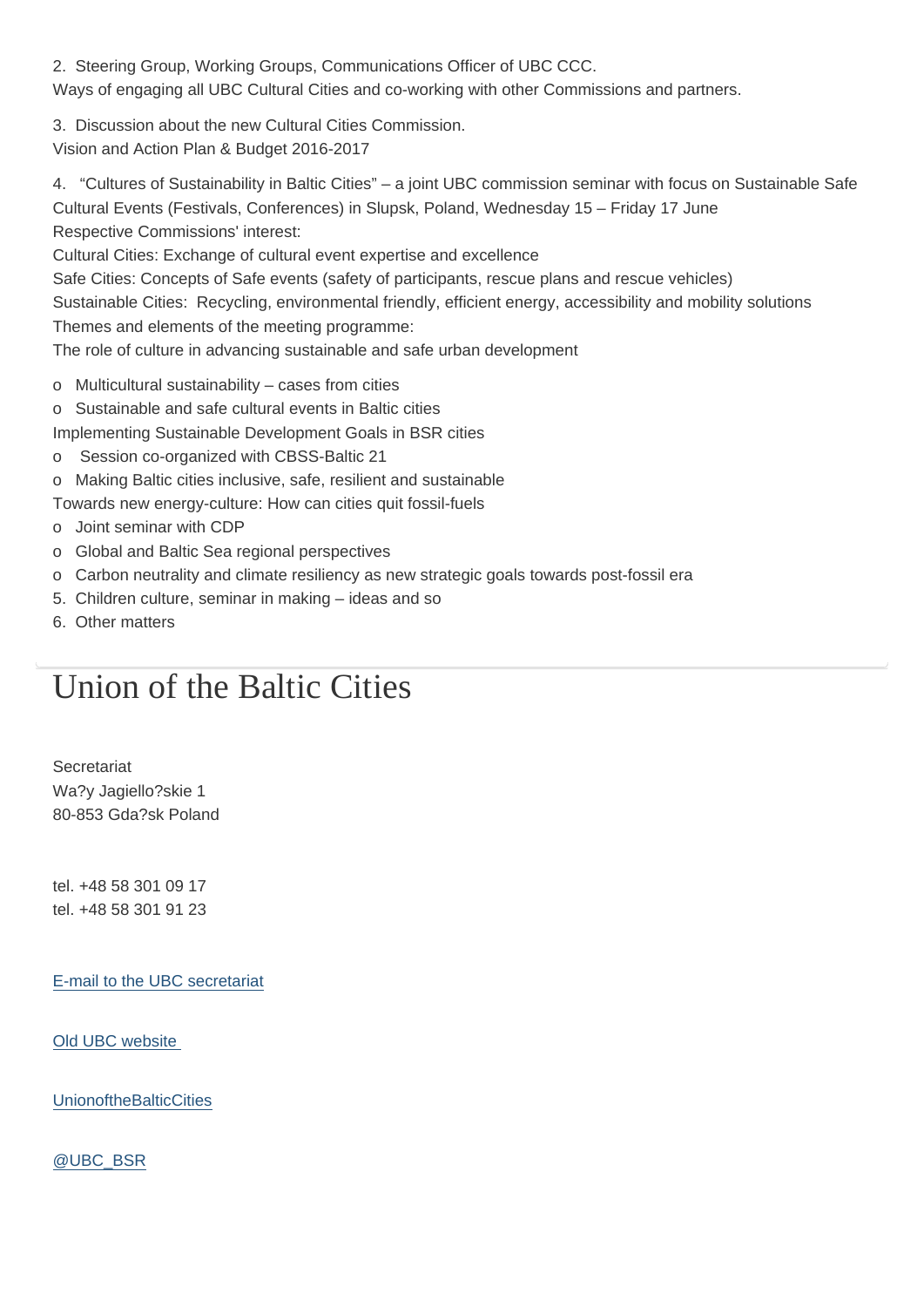2. Steering Group, Working Groups, Communications Officer of UBC CCC.
Ways of engaging all UBC Cultural Cities and co-working with other Commissions and partners.

3. Discussion about the new Cultural Cities Commission.
Vision and Action Plan & Budget 2016-2017

4. “Cultures of Sustainability in Baltic Cities” – a joint UBC commission seminar with focus on Sustainable Safe Cultural Events (Festivals, Conferences) in Slupsk, Poland, Wednesday 15 – Friday 17 June
Respective Commissions' interest:
Cultural Cities: Exchange of cultural event expertise and excellence
Safe Cities: Concepts of Safe events (safety of participants, rescue plans and rescue vehicles)
Sustainable Cities: Recycling, environmental friendly, efficient energy, accessibility and mobility solutions
Themes and elements of the meeting programme:
The role of culture in advancing sustainable and safe urban development

- Multicultural sustainability – cases from cities
- Sustainable and safe cultural events in Baltic cities

Implementing Sustainable Development Goals in BSR cities

- Session co-organized with CBSS-Baltic 21
- Making Baltic cities inclusive, safe, resilient and sustainable

Towards new energy-culture: How can cities quit fossil-fuels

- Joint seminar with CDP
- Global and Baltic Sea regional perspectives
- Carbon neutrality and climate resiliency as new strategic goals towards post-fossil era

5. Children culture, seminar in making – ideas and so
6. Other matters

---

# Union of the Baltic Cities

Secretariat
Wa?y Jagiello?skie 1
80-853 Gda?sk Poland

tel. +48 58 301 09 17
tel. +48 58 301 91 23

E-mail to the UBC secretariat

Old UBC website

UnionoftheBalticCities

@UBC_BSR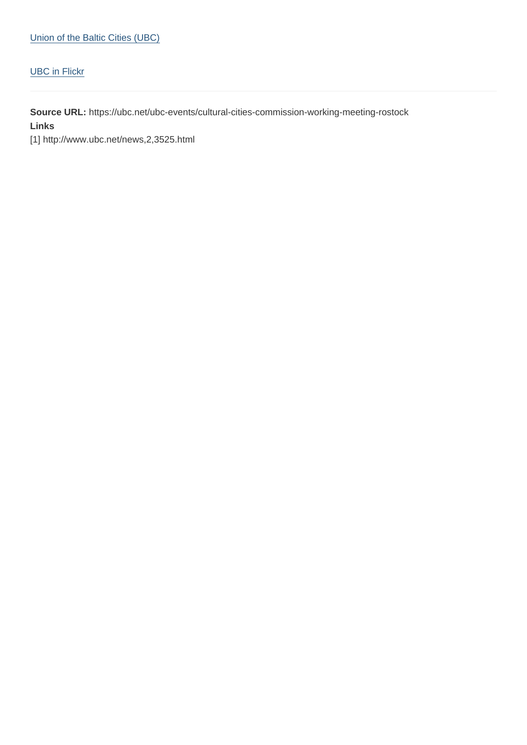[Union of the Baltic Cities (UBC)](https://ubc.net)

[UBC in Flickr](https://www.flickr.com)

---

**Source URL:** https://ubc.net/ubc-events/cultural-cities-commission-working-meeting-rostock
**Links**
[1] http://www.ubc.net/news,2,3525.html